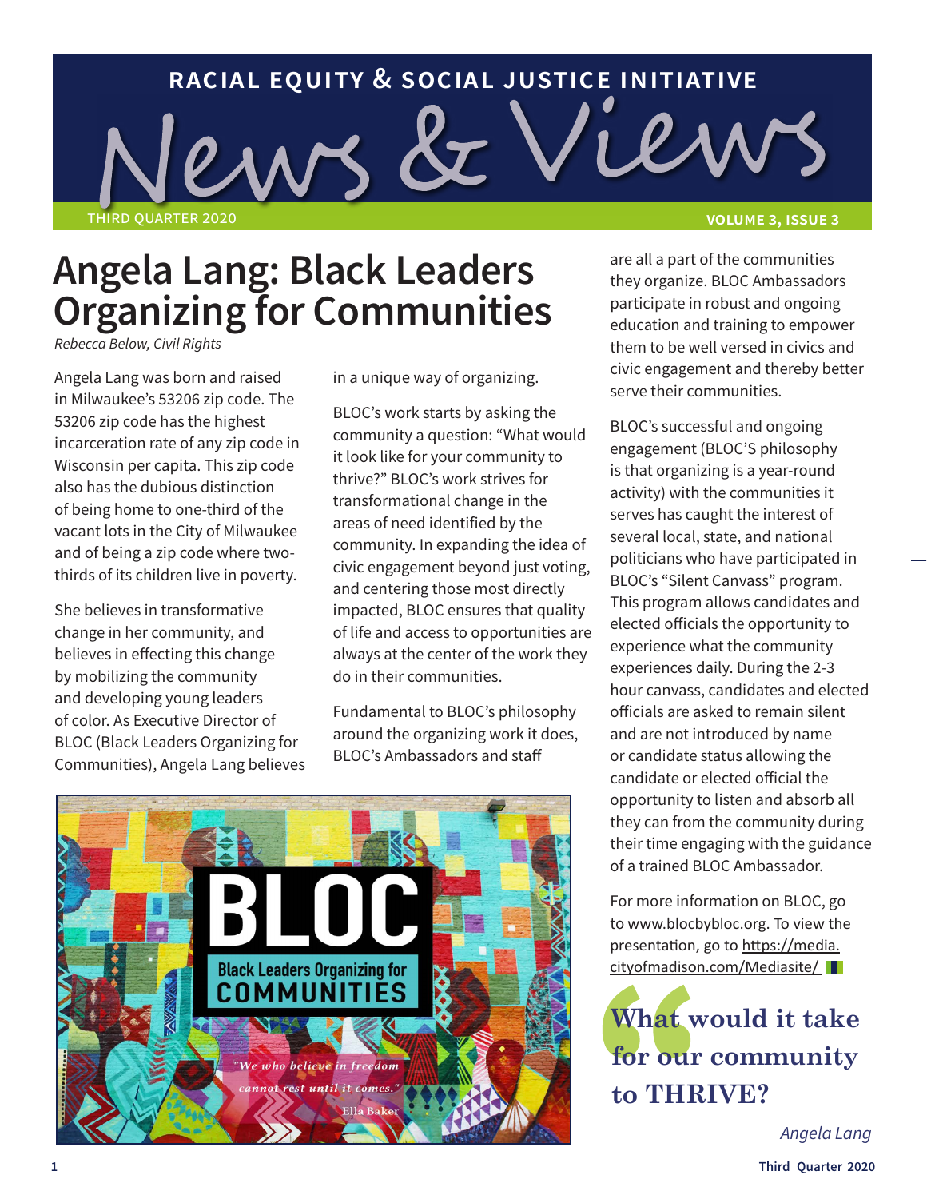RACIAL EQUITY & SOCIAL JUSTICE INITIATIVE

# News & Views

THIRD QUARTER 2020

# Angela Lang: Black Leaders Organizing for Communities

*Rebecca Below, Civil Rights*

Angela Lang was born and raised in Milwaukee's 53206 zip code. The 53206 zip code has the highest incarceration rate of any zip code in Wisconsin per capita. This zip code also has the dubious distinction of being home to one-third of the vacant lots in the City of Milwaukee and of being a zip code where two-thirds of its children live in poverty.

She believes in transformative change in her community, and believes in effecting this change by mobilizing the community and developing young leaders of color. As Executive Director of BLOC (Black Leaders Organizing for Communities), Angela Lang believes in a unique way of organizing.

BLOC's work starts by asking the community a question: "What would it look like for your community to thrive?" BLOC's work strives for transformational change in the areas of need identified by the community. In expanding the idea of civic engagement beyond just voting, and centering those most directly impacted, BLOC ensures that quality of life and access to opportunities are always at the center of the work they do in their communities.

Fundamental to BLOC's philosophy around the organizing work it does, BLOC's Ambassadors and staff are all a part of the communities they organize. BLOC Ambassadors participate in robust and ongoing education and training to empower them to be well versed in civics and civic engagement and thereby better serve their communities.

BLOC's successful and ongoing engagement (BLOC'S philosophy is that organizing is a year-round activity) with the communities it serves has caught the interest of several local, state, and national politicians who have participated in BLOC's "Silent Canvass" program. This program allows candidates and elected officials the opportunity to experience what the community experiences daily. During the 2-3 hour canvass, candidates and elected officials are asked to remain silent and are not introduced by name or candidate status allowing the candidate or elected official the opportunity to listen and absorb all they can from the community during their time engaging with the guidance of a trained BLOC Ambassador.

For more information on BLOC, go to www.blocbybloc.org. To view the presentation, go to https://media.cityofmadison.com/Mediasite/

> **What would it take for our community to THRIVE?**
>
> *Angela Lang*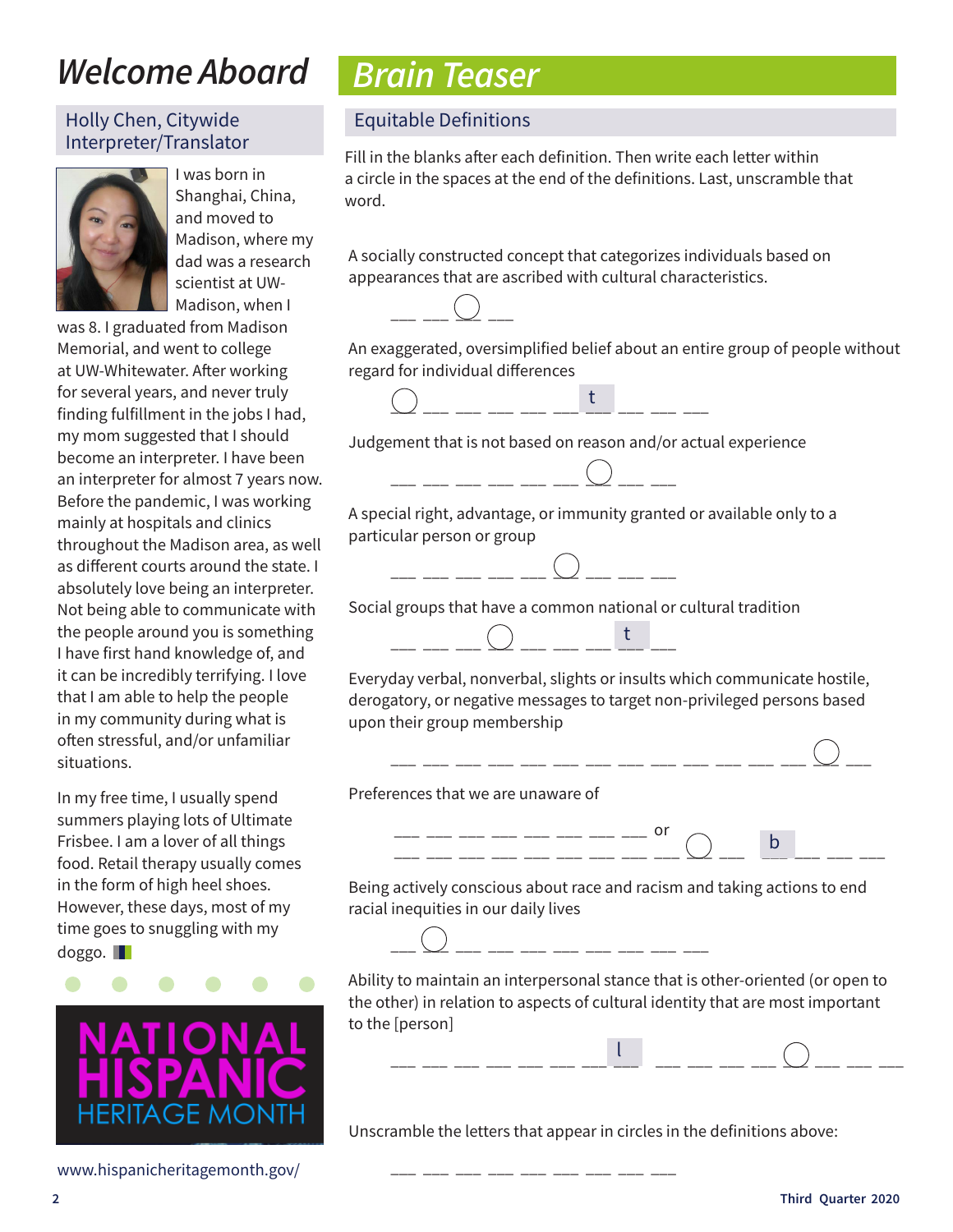# Welcome Aboard

## Holly Chen, Citywide Interpreter/Translator

I was born in Shanghai, China, and moved to Madison, where my dad was a research scientist at UW-Madison, when I was 8. I graduated from Madison Memorial, and went to college at UW-Whitewater. After working for several years, and never truly finding fulfillment in the jobs I had, my mom suggested that I should become an interpreter. I have been an interpreter for almost 7 years now. Before the pandemic, I was working mainly at hospitals and clinics throughout the Madison area, as well as different courts around the state. I absolutely love being an interpreter. Not being able to communicate with the people around you is something I have first hand knowledge of, and it can be incredibly terrifying. I love that I am able to help the people in my community during what is often stressful, and/or unfamiliar situations.

In my free time, I usually spend summers playing lots of Ultimate Frisbee. I am a lover of all things food. Retail therapy usually comes in the form of high heel shoes. However, these days, most of my time goes to snuggling with my doggo.

NATIONAL HISPANIC HERITAGE MONTH

www.hispanicheritagemonth.gov/

# Brain Teaser

## Equitable Definitions

Fill in the blanks after each definition. Then write each letter within a circle in the spaces at the end of the definitions. Last, unscramble that word.

A socially constructed concept that categorizes individuals based on appearances that are ascribed with cultural characteristics.

___ ___ (○) ___

An exaggerated, oversimplified belief about an entire group of people without regard for individual differences

(○) ___ ___ ___ ___ ___ t ___ ___ ___

Judgement that is not based on reason and/or actual experience

___ ___ ___ ___ ___ ___ ___ (○) ___ ___

A special right, advantage, or immunity granted or available only to a particular person or group

___ ___ ___ ___ ___ (○) ___ ___ ___

Social groups that have a common national or cultural tradition

___ ___ ___ (○) ___ ___ ___ t ___

Everyday verbal, nonverbal, slights or insults which communicate hostile, derogatory, or negative messages to target non-privileged persons based upon their group membership

___ ___ ___ ___ ___ ___ ___ ___ ___ ___ ___ ___ ___ ___ ___ (○) ___

Preferences that we are unaware of

___ ___ ___ ___ ___ ___ ___ ___ ___ or
___ ___ ___ ___ ___ ___ ___ ___ ___ (○) ___ b ___ ___ ___

Being actively conscious about race and racism and taking actions to end racial inequities in our daily lives

___ (○) ___ ___ ___ ___ ___ ___ ___ ___ ___

Ability to maintain an interpersonal stance that is other-oriented (or open to the other) in relation to aspects of cultural identity that are most important to the [person]

___ ___ ___ ___ ___ ___ ___ l ___ ___ ___ ___ (○) ___ ___ ___

Unscramble the letters that appear in circles in the definitions above:

___ ___ ___ ___ ___ ___ ___ ___ ___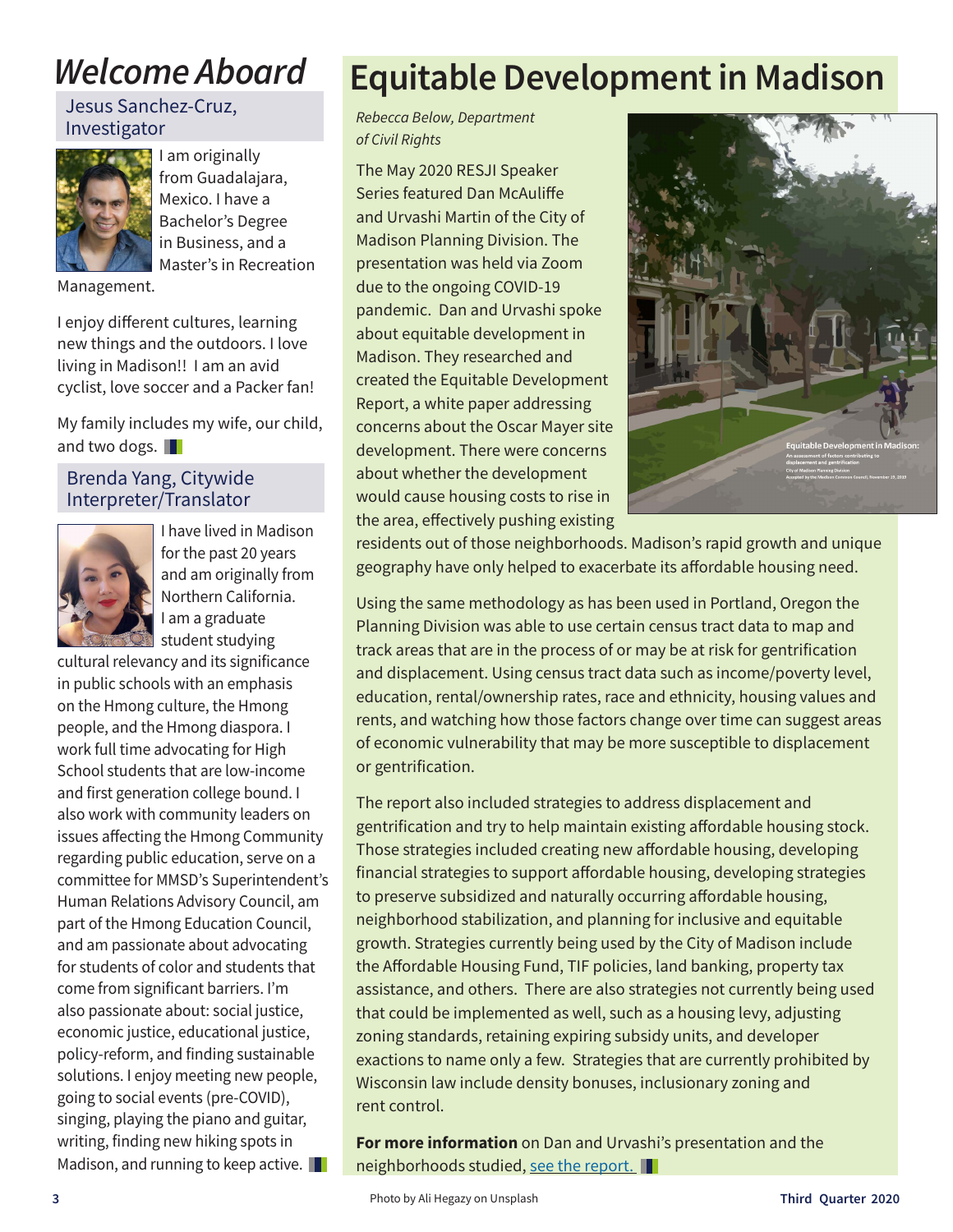# Welcome Aboard

## Jesus Sanchez-Cruz, Investigator

I am originally from Guadalajara, Mexico. I have a Bachelor's Degree in Business, and a Master's in Recreation Management.

I enjoy different cultures, learning new things and the outdoors. I love living in Madison!! I am an avid cyclist, love soccer and a Packer fan!

My family includes my wife, our child, and two dogs.

## Brenda Yang, Citywide Interpreter/Translator

I have lived in Madison for the past 20 years and am originally from Northern California. I am a graduate student studying cultural relevancy and its significance in public schools with an emphasis on the Hmong culture, the Hmong people, and the Hmong diaspora. I work full time advocating for High School students that are low-income and first generation college bound. I also work with community leaders on issues affecting the Hmong Community regarding public education, serve on a committee for MMSD's Superintendent's Human Relations Advisory Council, am part of the Hmong Education Council, and am passionate about advocating for students of color and students that come from significant barriers. I'm also passionate about: social justice, economic justice, educational justice, policy-reform, and finding sustainable solutions. I enjoy meeting new people, going to social events (pre-COVID), singing, playing the piano and guitar, writing, finding new hiking spots in Madison, and running to keep active.

# Equitable Development in Madison

*Rebecca Below, Department of Civil Rights*

The May 2020 RESJI Speaker Series featured Dan McAuliffe and Urvashi Martin of the City of Madison Planning Division. The presentation was held via Zoom due to the ongoing COVID-19 pandemic. Dan and Urvashi spoke about equitable development in Madison. They researched and created the Equitable Development Report, a white paper addressing concerns about the Oscar Mayer site development. There were concerns about whether the development would cause housing costs to rise in the area, effectively pushing existing residents out of those neighborhoods. Madison's rapid growth and unique geography have only helped to exacerbate its affordable housing need.

Using the same methodology as has been used in Portland, Oregon the Planning Division was able to use certain census tract data to map and track areas that are in the process of or may be at risk for gentrification and displacement. Using census tract data such as income/poverty level, education, rental/ownership rates, race and ethnicity, housing values and rents, and watching how those factors change over time can suggest areas of economic vulnerability that may be more susceptible to displacement or gentrification.

The report also included strategies to address displacement and gentrification and try to help maintain existing affordable housing stock. Those strategies included creating new affordable housing, developing financial strategies to support affordable housing, developing strategies to preserve subsidized and naturally occurring affordable housing, neighborhood stabilization, and planning for inclusive and equitable growth. Strategies currently being used by the City of Madison include the Affordable Housing Fund, TIF policies, land banking, property tax assistance, and others. There are also strategies not currently being used that could be implemented as well, such as a housing levy, adjusting zoning standards, retaining expiring subsidy units, and developer exactions to name only a few. Strategies that are currently prohibited by Wisconsin law include density bonuses, inclusionary zoning and rent control.

**For more information** on Dan and Urvashi's presentation and the neighborhoods studied, see the report.

Photo by Ali Hegazy on Unsplash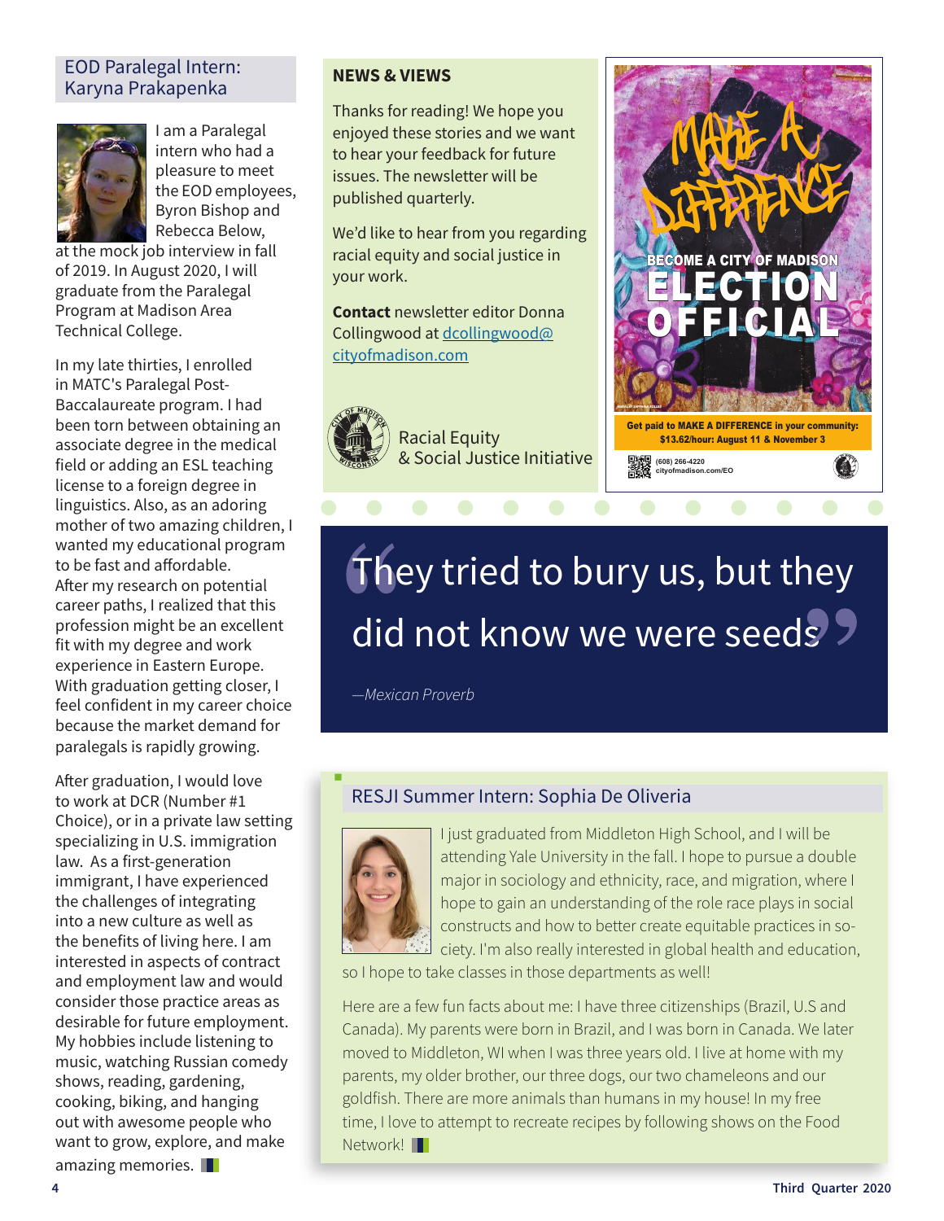## EOD Paralegal Intern: Karyna Prakapenka

I am a Paralegal intern who had a pleasure to meet the EOD employees, Byron Bishop and Rebecca Below, at the mock job interview in fall of 2019. In August 2020, I will graduate from the Paralegal Program at Madison Area Technical College.

In my late thirties, I enrolled in MATC's Paralegal Post-Baccalaureate program. I had been torn between obtaining an associate degree in the medical field or adding an ESL teaching license to a foreign degree in linguistics. Also, as an adoring mother of two amazing children, I wanted my educational program to be fast and affordable. After my research on potential career paths, I realized that this profession might be an excellent fit with my degree and work experience in Eastern Europe. With graduation getting closer, I feel confident in my career choice because the market demand for paralegals is rapidly growing.

After graduation, I would love to work at DCR (Number #1 Choice), or in a private law setting specializing in U.S. immigration law. As a first-generation immigrant, I have experienced the challenges of integrating into a new culture as well as the benefits of living here. I am interested in aspects of contract and employment law and would consider those practice areas as desirable for future employment. My hobbies include listening to music, watching Russian comedy shows, reading, gardening, cooking, biking, and hanging out with awesome people who want to grow, explore, and make amazing memories.

## NEWS & VIEWS

Thanks for reading! We hope you enjoyed these stories and we want to hear your feedback for future issues. The newsletter will be published quarterly.

We'd like to hear from you regarding racial equity and social justice in your work.

**Contact** newsletter editor Donna Collingwood at dcollingwood@cityofmadison.com

Racial Equity & Social Justice Initiative

MAKE A DIFFERENCE

BECOME A CITY OF MADISON ELECTION OFFICIAL

Get paid to MAKE A DIFFERENCE in your community: $13.62/hour: August 11 & November 3

(608) 266-4220
cityofmadison.com/EO

> "They tried to bury us, but they did not know we were seeds"
>
> *—Mexican Proverb*

## RESJI Summer Intern: Sophia De Oliveria

I just graduated from Middleton High School, and I will be attending Yale University in the fall. I hope to pursue a double major in sociology and ethnicity, race, and migration, where I hope to gain an understanding of the role race plays in social constructs and how to better create equitable practices in society. I'm also really interested in global health and education, so I hope to take classes in those departments as well!

Here are a few fun facts about me: I have three citizenships (Brazil, U.S and Canada). My parents were born in Brazil, and I was born in Canada. We later moved to Middleton, WI when I was three years old. I live at home with my parents, my older brother, our three dogs, our two chameleons and our goldfish. There are more animals than humans in my house! In my free time, I love to attempt to recreate recipes by following shows on the Food Network!